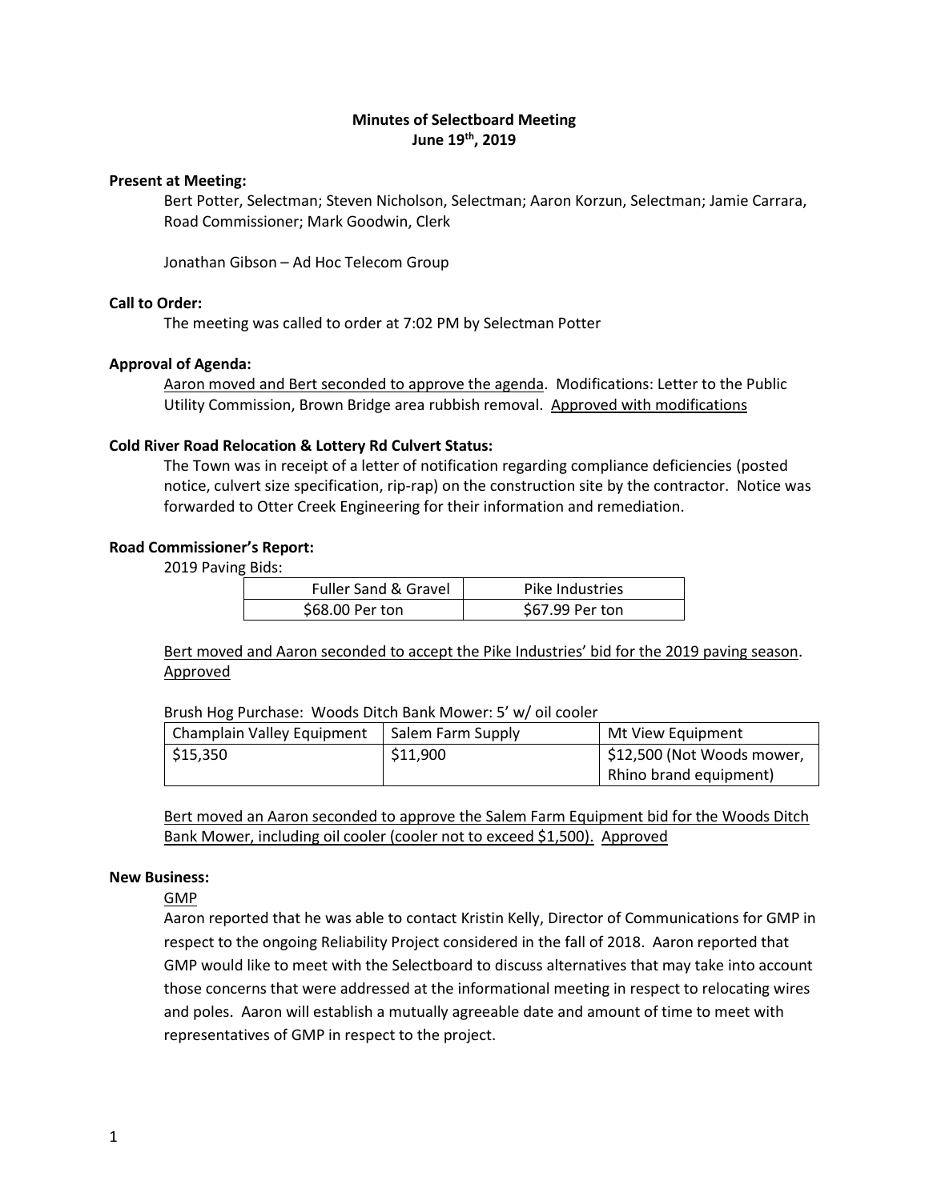# Minutes of Selectboard Meeting
## June 19th, 2019

**Present at Meeting:**

Bert Potter, Selectman; Steven Nicholson, Selectman; Aaron Korzun, Selectman; Jamie Carrara, Road Commissioner; Mark Goodwin, Clerk

Jonathan Gibson – Ad Hoc Telecom Group

**Call to Order:**

The meeting was called to order at 7:02 PM by Selectman Potter

**Approval of Agenda:**

Aaron moved and Bert seconded to approve the agenda. Modifications: Letter to the Public Utility Commission, Brown Bridge area rubbish removal. Approved with modifications

**Cold River Road Relocation & Lottery Rd Culvert Status:**

The Town was in receipt of a letter of notification regarding compliance deficiencies (posted notice, culvert size specification, rip-rap) on the construction site by the contractor. Notice was forwarded to Otter Creek Engineering for their information and remediation.

**Road Commissioner's Report:**

2019 Paving Bids:

| Fuller Sand & Gravel | Pike Industries |
|---|---|
| \$68.00 Per ton | \$67.99 Per ton |

Bert moved and Aaron seconded to accept the Pike Industries' bid for the 2019 paving season. Approved

Brush Hog Purchase: Woods Ditch Bank Mower: 5' w/ oil cooler

| Champlain Valley Equipment | Salem Farm Supply | Mt View Equipment |
|---|---|---|
| \$15,350 | \$11,900 | \$12,500 (Not Woods mower, Rhino brand equipment) |

Bert moved an Aaron seconded to approve the Salem Farm Equipment bid for the Woods Ditch Bank Mower, including oil cooler (cooler not to exceed \$1,500). Approved

**New Business:**

GMP

Aaron reported that he was able to contact Kristin Kelly, Director of Communications for GMP in respect to the ongoing Reliability Project considered in the fall of 2018. Aaron reported that GMP would like to meet with the Selectboard to discuss alternatives that may take into account those concerns that were addressed at the informational meeting in respect to relocating wires and poles. Aaron will establish a mutually agreeable date and amount of time to meet with representatives of GMP in respect to the project.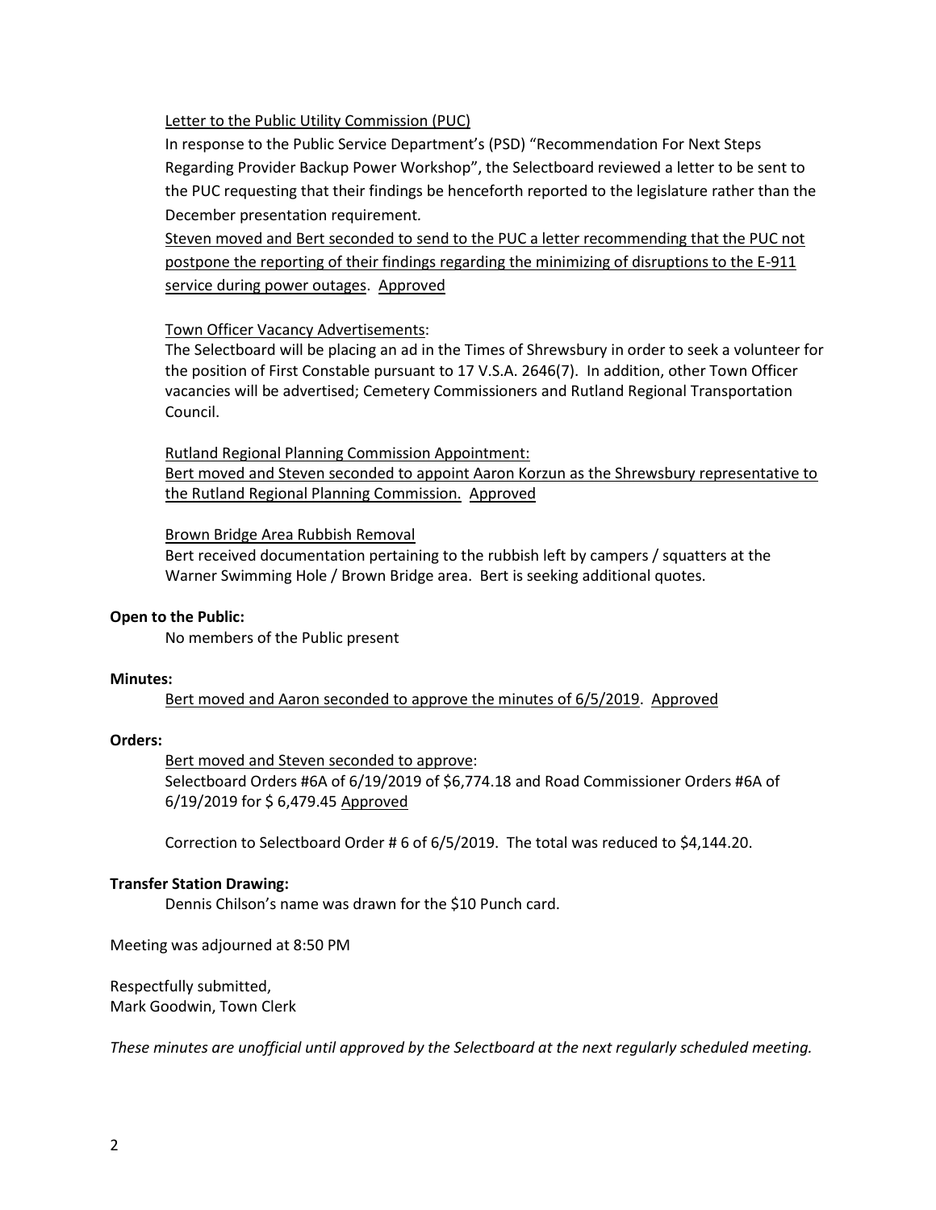Letter to the Public Utility Commission (PUC)

In response to the Public Service Department's (PSD) "Recommendation For Next Steps Regarding Provider Backup Power Workshop", the Selectboard reviewed a letter to be sent to the PUC requesting that their findings be henceforth reported to the legislature rather than the December presentation requirement.

Steven moved and Bert seconded to send to the PUC a letter recommending that the PUC not postpone the reporting of their findings regarding the minimizing of disruptions to the E-911 service during power outages. Approved

Town Officer Vacancy Advertisements:

The Selectboard will be placing an ad in the Times of Shrewsbury in order to seek a volunteer for the position of First Constable pursuant to 17 V.S.A. 2646(7). In addition, other Town Officer vacancies will be advertised; Cemetery Commissioners and Rutland Regional Transportation Council.

Rutland Regional Planning Commission Appointment:

Bert moved and Steven seconded to appoint Aaron Korzun as the Shrewsbury representative to the Rutland Regional Planning Commission. Approved

Brown Bridge Area Rubbish Removal

Bert received documentation pertaining to the rubbish left by campers / squatters at the Warner Swimming Hole / Brown Bridge area. Bert is seeking additional quotes.

**Open to the Public:**

No members of the Public present

**Minutes:**

Bert moved and Aaron seconded to approve the minutes of 6/5/2019. Approved

**Orders:**

Bert moved and Steven seconded to approve:
Selectboard Orders #6A of 6/19/2019 of $6,774.18 and Road Commissioner Orders #6A of 6/19/2019 for $ 6,479.45 Approved

Correction to Selectboard Order # 6 of 6/5/2019. The total was reduced to $4,144.20.

**Transfer Station Drawing:**

Dennis Chilson's name was drawn for the $10 Punch card.

Meeting was adjourned at 8:50 PM

Respectfully submitted,
Mark Goodwin, Town Clerk

*These minutes are unofficial until approved by the Selectboard at the next regularly scheduled meeting.*